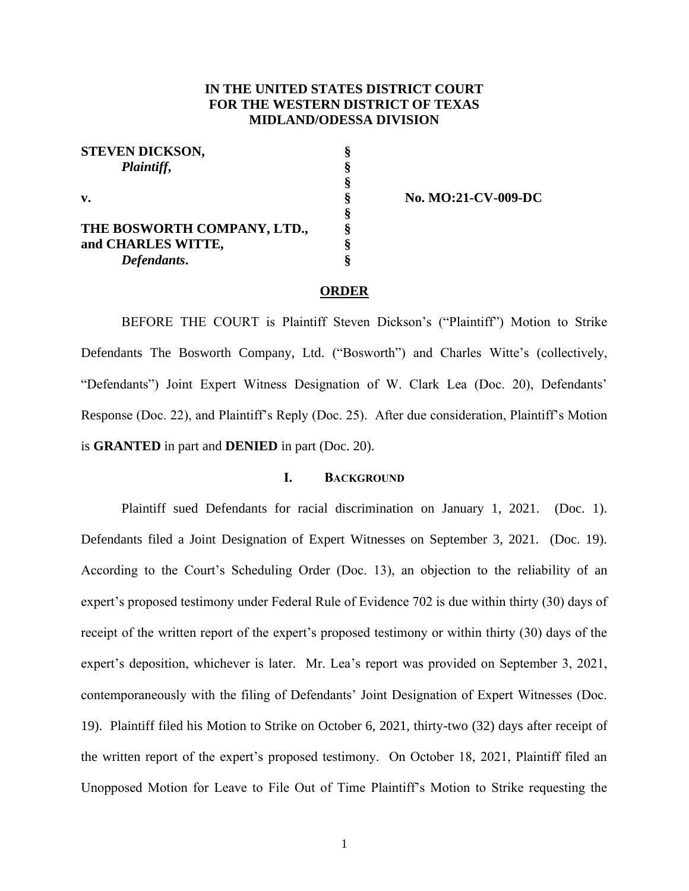**IN THE UNITED STATES DISTRICT COURT**
**FOR THE WESTERN DISTRICT OF TEXAS**
**MIDLAND/ODESSA DIVISION**

| | | |
|---|---|---|
| **STEVEN DICKSON,** | § | |
| ***Plaintiff,*** | § | |
| | § | |
| **v.** | § | **No. MO:21-CV-009-DC** |
| | § | |
| **THE BOSWORTH COMPANY, LTD.,** | § | |
| **and CHARLES WITTE,** | § | |
| ***Defendants*.** | § | |

**ORDER**

BEFORE THE COURT is Plaintiff Steven Dickson's ("Plaintiff") Motion to Strike Defendants The Bosworth Company, Ltd. ("Bosworth") and Charles Witte's (collectively, "Defendants") Joint Expert Witness Designation of W. Clark Lea (Doc. 20), Defendants' Response (Doc. 22), and Plaintiff's Reply (Doc. 25). After due consideration, Plaintiff's Motion is **GRANTED** in part and **DENIED** in part (Doc. 20).

## I. BACKGROUND

Plaintiff sued Defendants for racial discrimination on January 1, 2021. (Doc. 1). Defendants filed a Joint Designation of Expert Witnesses on September 3, 2021. (Doc. 19). According to the Court's Scheduling Order (Doc. 13), an objection to the reliability of an expert's proposed testimony under Federal Rule of Evidence 702 is due within thirty (30) days of receipt of the written report of the expert's proposed testimony or within thirty (30) days of the expert's deposition, whichever is later. Mr. Lea's report was provided on September 3, 2021, contemporaneously with the filing of Defendants' Joint Designation of Expert Witnesses (Doc. 19). Plaintiff filed his Motion to Strike on October 6, 2021, thirty-two (32) days after receipt of the written report of the expert's proposed testimony. On October 18, 2021, Plaintiff filed an Unopposed Motion for Leave to File Out of Time Plaintiff's Motion to Strike requesting the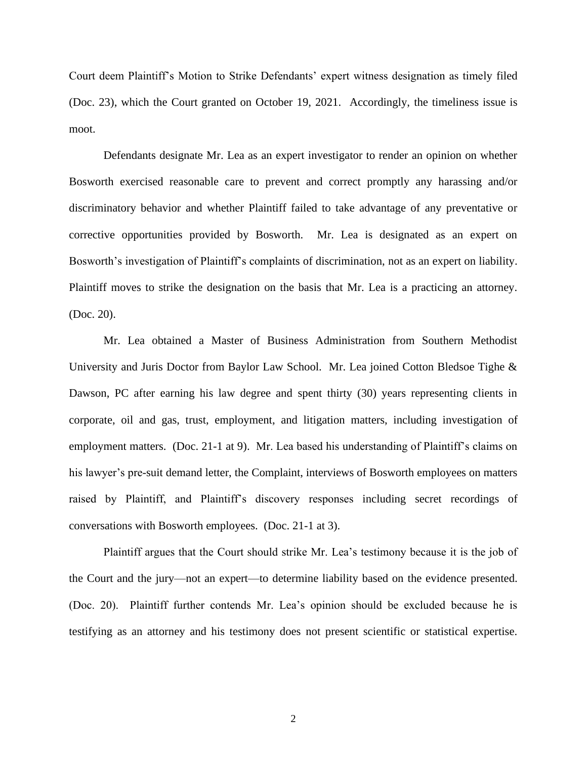Court deem Plaintiff's Motion to Strike Defendants' expert witness designation as timely filed (Doc. 23), which the Court granted on October 19, 2021. Accordingly, the timeliness issue is moot.

Defendants designate Mr. Lea as an expert investigator to render an opinion on whether Bosworth exercised reasonable care to prevent and correct promptly any harassing and/or discriminatory behavior and whether Plaintiff failed to take advantage of any preventative or corrective opportunities provided by Bosworth. Mr. Lea is designated as an expert on Bosworth's investigation of Plaintiff's complaints of discrimination, not as an expert on liability. Plaintiff moves to strike the designation on the basis that Mr. Lea is a practicing an attorney. (Doc. 20).

Mr. Lea obtained a Master of Business Administration from Southern Methodist University and Juris Doctor from Baylor Law School. Mr. Lea joined Cotton Bledsoe Tighe & Dawson, PC after earning his law degree and spent thirty (30) years representing clients in corporate, oil and gas, trust, employment, and litigation matters, including investigation of employment matters. (Doc. 21-1 at 9). Mr. Lea based his understanding of Plaintiff's claims on his lawyer's pre-suit demand letter, the Complaint, interviews of Bosworth employees on matters raised by Plaintiff, and Plaintiff's discovery responses including secret recordings of conversations with Bosworth employees. (Doc. 21-1 at 3).

Plaintiff argues that the Court should strike Mr. Lea's testimony because it is the job of the Court and the jury—not an expert—to determine liability based on the evidence presented. (Doc. 20). Plaintiff further contends Mr. Lea's opinion should be excluded because he is testifying as an attorney and his testimony does not present scientific or statistical expertise.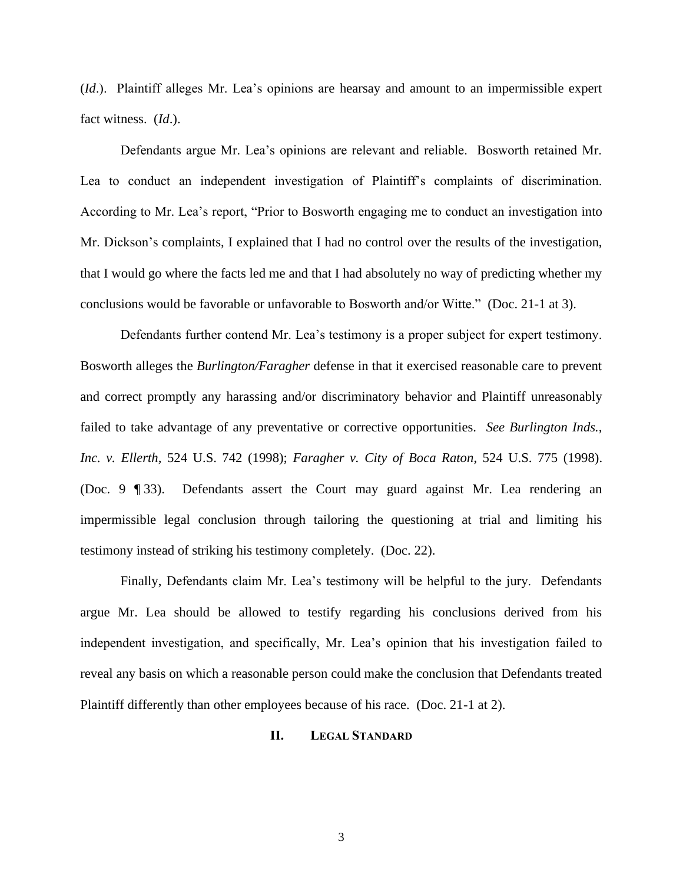(*Id*.). Plaintiff alleges Mr. Lea's opinions are hearsay and amount to an impermissible expert fact witness. (*Id*.).

Defendants argue Mr. Lea's opinions are relevant and reliable. Bosworth retained Mr. Lea to conduct an independent investigation of Plaintiff's complaints of discrimination. According to Mr. Lea's report, "Prior to Bosworth engaging me to conduct an investigation into Mr. Dickson's complaints, I explained that I had no control over the results of the investigation, that I would go where the facts led me and that I had absolutely no way of predicting whether my conclusions would be favorable or unfavorable to Bosworth and/or Witte." (Doc. 21-1 at 3).

Defendants further contend Mr. Lea's testimony is a proper subject for expert testimony. Bosworth alleges the *Burlington/Faragher* defense in that it exercised reasonable care to prevent and correct promptly any harassing and/or discriminatory behavior and Plaintiff unreasonably failed to take advantage of any preventative or corrective opportunities. *See Burlington Inds., Inc. v. Ellerth,* 524 U.S. 742 (1998); *Faragher v. City of Boca Raton,* 524 U.S. 775 (1998). (Doc. 9 ¶ 33). Defendants assert the Court may guard against Mr. Lea rendering an impermissible legal conclusion through tailoring the questioning at trial and limiting his testimony instead of striking his testimony completely. (Doc. 22).

Finally, Defendants claim Mr. Lea's testimony will be helpful to the jury. Defendants argue Mr. Lea should be allowed to testify regarding his conclusions derived from his independent investigation, and specifically, Mr. Lea's opinion that his investigation failed to reveal any basis on which a reasonable person could make the conclusion that Defendants treated Plaintiff differently than other employees because of his race. (Doc. 21-1 at 2).

## II. LEGAL STANDARD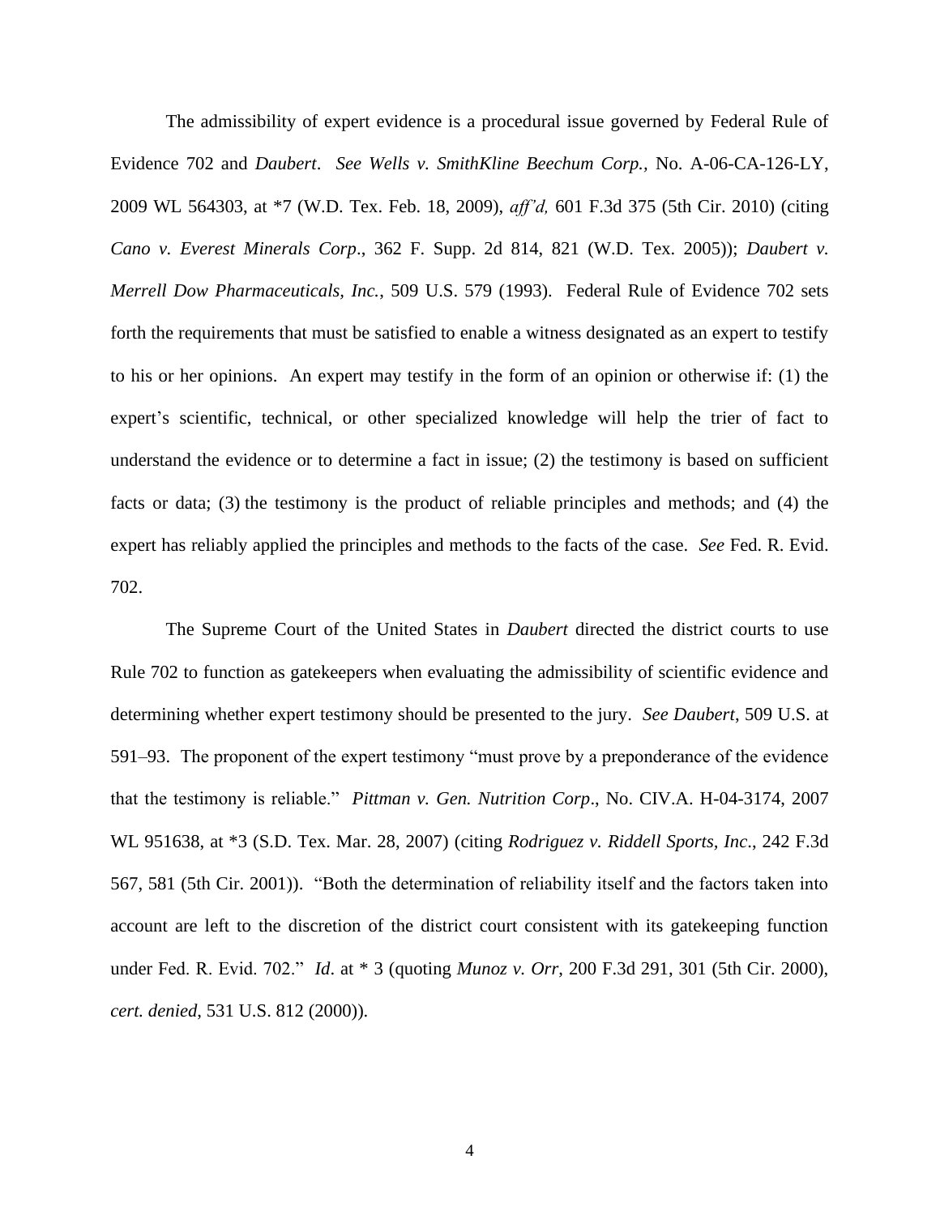The admissibility of expert evidence is a procedural issue governed by Federal Rule of Evidence 702 and *Daubert*. *See Wells v. SmithKline Beechum Corp.*, No. A-06-CA-126-LY, 2009 WL 564303, at *7 (W.D. Tex. Feb. 18, 2009), *aff'd,* 601 F.3d 375 (5th Cir. 2010) (citing *Cano v. Everest Minerals Corp*., 362 F. Supp. 2d 814, 821 (W.D. Tex. 2005)); *Daubert v. Merrell Dow Pharmaceuticals, Inc.*, 509 U.S. 579 (1993). Federal Rule of Evidence 702 sets forth the requirements that must be satisfied to enable a witness designated as an expert to testify to his or her opinions. An expert may testify in the form of an opinion or otherwise if: (1) the expert's scientific, technical, or other specialized knowledge will help the trier of fact to understand the evidence or to determine a fact in issue; (2) the testimony is based on sufficient facts or data; (3) the testimony is the product of reliable principles and methods; and (4) the expert has reliably applied the principles and methods to the facts of the case. *See* Fed. R. Evid. 702.

The Supreme Court of the United States in *Daubert* directed the district courts to use Rule 702 to function as gatekeepers when evaluating the admissibility of scientific evidence and determining whether expert testimony should be presented to the jury. *See Daubert*, 509 U.S. at 591–93. The proponent of the expert testimony "must prove by a preponderance of the evidence that the testimony is reliable." *Pittman v. Gen. Nutrition Corp*., No. CIV.A. H-04-3174, 2007 WL 951638, at *3 (S.D. Tex. Mar. 28, 2007) (citing *Rodriguez v. Riddell Sports, Inc*., 242 F.3d 567, 581 (5th Cir. 2001)). "Both the determination of reliability itself and the factors taken into account are left to the discretion of the district court consistent with its gatekeeping function under Fed. R. Evid. 702." *Id*. at * 3 (quoting *Munoz v. Orr*, 200 F.3d 291, 301 (5th Cir. 2000), *cert. denied*, 531 U.S. 812 (2000)).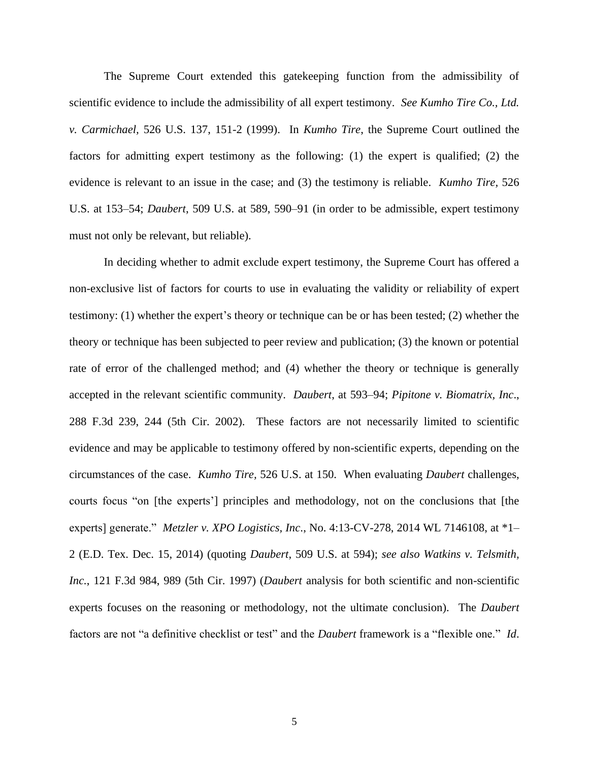The Supreme Court extended this gatekeeping function from the admissibility of scientific evidence to include the admissibility of all expert testimony. *See Kumho Tire Co., Ltd. v. Carmichael*, 526 U.S. 137, 151-2 (1999). In *Kumho Tire*, the Supreme Court outlined the factors for admitting expert testimony as the following: (1) the expert is qualified; (2) the evidence is relevant to an issue in the case; and (3) the testimony is reliable. *Kumho Tire*, 526 U.S. at 153–54; *Daubert*, 509 U.S. at 589, 590–91 (in order to be admissible, expert testimony must not only be relevant, but reliable).

In deciding whether to admit exclude expert testimony, the Supreme Court has offered a non-exclusive list of factors for courts to use in evaluating the validity or reliability of expert testimony: (1) whether the expert's theory or technique can be or has been tested; (2) whether the theory or technique has been subjected to peer review and publication; (3) the known or potential rate of error of the challenged method; and (4) whether the theory or technique is generally accepted in the relevant scientific community. *Daubert*, at 593–94; *Pipitone v. Biomatrix, Inc*., 288 F.3d 239, 244 (5th Cir. 2002). These factors are not necessarily limited to scientific evidence and may be applicable to testimony offered by non-scientific experts, depending on the circumstances of the case. *Kumho Tire*, 526 U.S. at 150. When evaluating *Daubert* challenges, courts focus "on [the experts'] principles and methodology, not on the conclusions that [the experts] generate." *Metzler v. XPO Logistics, Inc*., No. 4:13-CV-278, 2014 WL 7146108, at *1–2 (E.D. Tex. Dec. 15, 2014) (quoting *Daubert*, 509 U.S. at 594); *see also Watkins v. Telsmith, Inc.*, 121 F.3d 984, 989 (5th Cir. 1997) (*Daubert* analysis for both scientific and non-scientific experts focuses on the reasoning or methodology, not the ultimate conclusion). The *Daubert* factors are not "a definitive checklist or test" and the *Daubert* framework is a "flexible one." *Id*.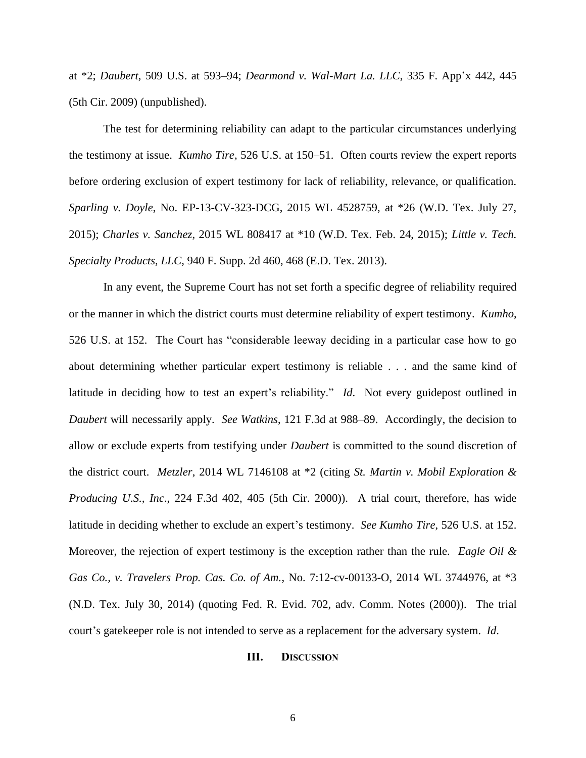at *2; *Daubert*, 509 U.S. at 593–94; *Dearmond v. Wal-Mart La. LLC*, 335 F. App'x 442, 445 (5th Cir. 2009) (unpublished).

The test for determining reliability can adapt to the particular circumstances underlying the testimony at issue. *Kumho Tire,* 526 U.S. at 150–51. Often courts review the expert reports before ordering exclusion of expert testimony for lack of reliability, relevance, or qualification. *Sparling v. Doyle*, No. EP-13-CV-323-DCG, 2015 WL 4528759, at *26 (W.D. Tex. July 27, 2015); *Charles v. Sanchez*, 2015 WL 808417 at *10 (W.D. Tex. Feb. 24, 2015); *Little v. Tech. Specialty Products, LLC*, 940 F. Supp. 2d 460, 468 (E.D. Tex. 2013).

In any event, the Supreme Court has not set forth a specific degree of reliability required or the manner in which the district courts must determine reliability of expert testimony. *Kumho*, 526 U.S. at 152. The Court has "considerable leeway deciding in a particular case how to go about determining whether particular expert testimony is reliable . . . and the same kind of latitude in deciding how to test an expert's reliability." *Id*. Not every guidepost outlined in *Daubert* will necessarily apply. *See Watkins*, 121 F.3d at 988–89. Accordingly, the decision to allow or exclude experts from testifying under *Daubert* is committed to the sound discretion of the district court. *Metzler*, 2014 WL 7146108 at *2 (citing *St. Martin v. Mobil Exploration & Producing U.S., Inc*., 224 F.3d 402, 405 (5th Cir. 2000)). A trial court, therefore, has wide latitude in deciding whether to exclude an expert's testimony. *See Kumho Tire*, 526 U.S. at 152. Moreover, the rejection of expert testimony is the exception rather than the rule. *Eagle Oil & Gas Co., v. Travelers Prop. Cas. Co. of Am.*, No. 7:12-cv-00133-O, 2014 WL 3744976, at *3 (N.D. Tex. July 30, 2014) (quoting Fed. R. Evid. 702, adv. Comm. Notes (2000)). The trial court's gatekeeper role is not intended to serve as a replacement for the adversary system. *Id*.

## III. DISCUSSION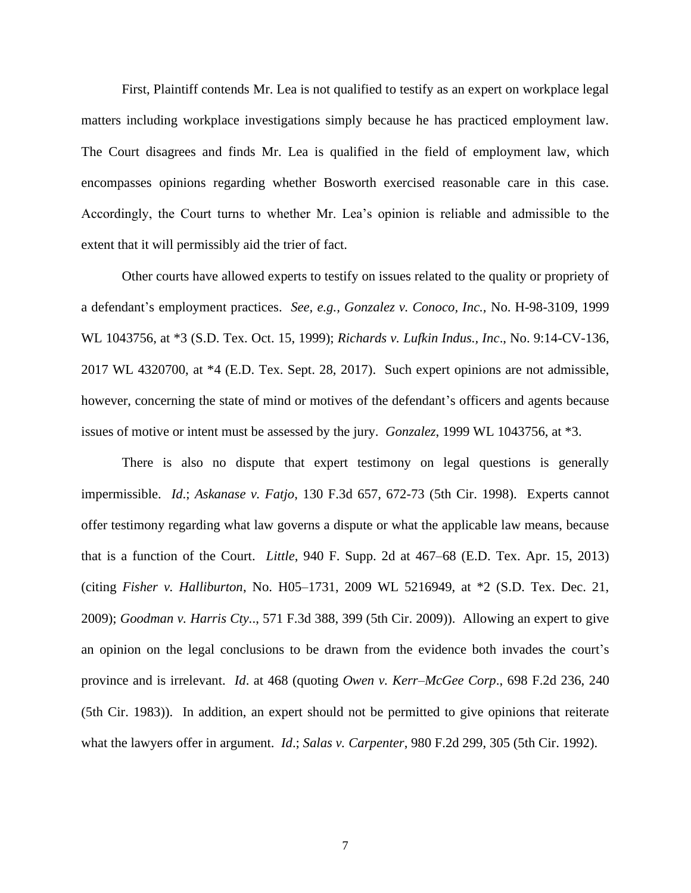First, Plaintiff contends Mr. Lea is not qualified to testify as an expert on workplace legal matters including workplace investigations simply because he has practiced employment law. The Court disagrees and finds Mr. Lea is qualified in the field of employment law, which encompasses opinions regarding whether Bosworth exercised reasonable care in this case. Accordingly, the Court turns to whether Mr. Lea's opinion is reliable and admissible to the extent that it will permissibly aid the trier of fact.

Other courts have allowed experts to testify on issues related to the quality or propriety of a defendant's employment practices. *See, e.g., Gonzalez v. Conoco, Inc.*, No. H-98-3109, 1999 WL 1043756, at *3 (S.D. Tex. Oct. 15, 1999); *Richards v. Lufkin Indus., Inc*., No. 9:14-CV-136, 2017 WL 4320700, at *4 (E.D. Tex. Sept. 28, 2017). Such expert opinions are not admissible, however, concerning the state of mind or motives of the defendant's officers and agents because issues of motive or intent must be assessed by the jury. *Gonzalez*, 1999 WL 1043756, at *3.

There is also no dispute that expert testimony on legal questions is generally impermissible. *Id.*; *Askanase v. Fatjo*, 130 F.3d 657, 672-73 (5th Cir. 1998). Experts cannot offer testimony regarding what law governs a dispute or what the applicable law means, because that is a function of the Court. *Little*, 940 F. Supp. 2d at 467–68 (E.D. Tex. Apr. 15, 2013) (citing *Fisher v. Halliburton*, No. H05–1731, 2009 WL 5216949, at *2 (S.D. Tex. Dec. 21, 2009); *Goodman v. Harris Cty..*, 571 F.3d 388, 399 (5th Cir. 2009)). Allowing an expert to give an opinion on the legal conclusions to be drawn from the evidence both invades the court's province and is irrelevant. *Id*. at 468 (quoting *Owen v. Kerr–McGee Corp*., 698 F.2d 236, 240 (5th Cir. 1983)). In addition, an expert should not be permitted to give opinions that reiterate what the lawyers offer in argument. *Id*.; *Salas v. Carpenter*, 980 F.2d 299, 305 (5th Cir. 1992).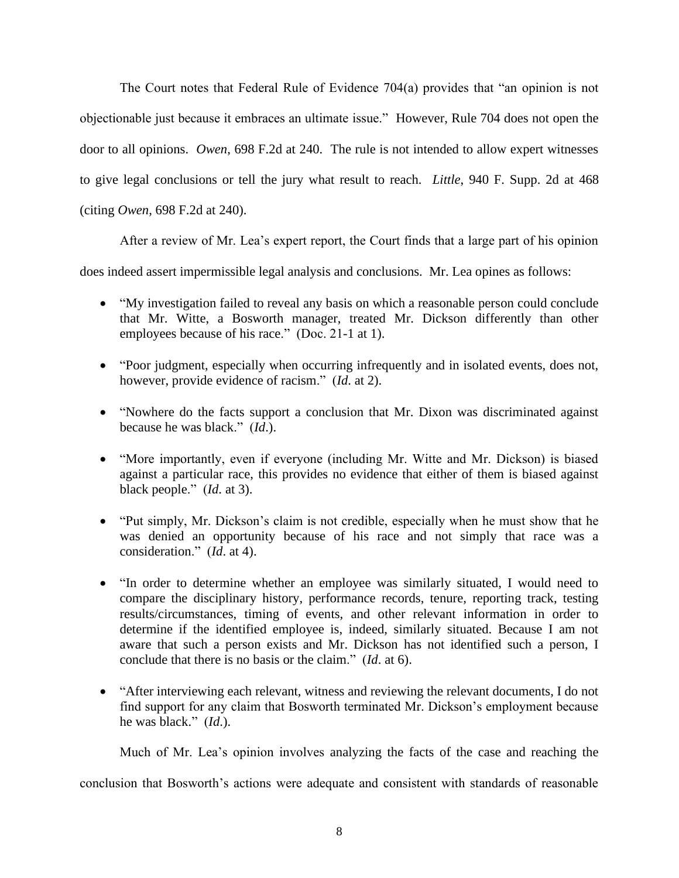The Court notes that Federal Rule of Evidence 704(a) provides that "an opinion is not objectionable just because it embraces an ultimate issue." However, Rule 704 does not open the door to all opinions. *Owen*, 698 F.2d at 240. The rule is not intended to allow expert witnesses to give legal conclusions or tell the jury what result to reach. *Little*, 940 F. Supp. 2d at 468 (citing *Owen*, 698 F.2d at 240).

After a review of Mr. Lea's expert report, the Court finds that a large part of his opinion does indeed assert impermissible legal analysis and conclusions. Mr. Lea opines as follows:

- "My investigation failed to reveal any basis on which a reasonable person could conclude that Mr. Witte, a Bosworth manager, treated Mr. Dickson differently than other employees because of his race." (Doc. 21-1 at 1).
- "Poor judgment, especially when occurring infrequently and in isolated events, does not, however, provide evidence of racism." (*Id*. at 2).
- "Nowhere do the facts support a conclusion that Mr. Dixon was discriminated against because he was black." (*Id*.).
- "More importantly, even if everyone (including Mr. Witte and Mr. Dickson) is biased against a particular race, this provides no evidence that either of them is biased against black people." (*Id*. at 3).
- "Put simply, Mr. Dickson's claim is not credible, especially when he must show that he was denied an opportunity because of his race and not simply that race was a consideration." (*Id*. at 4).
- "In order to determine whether an employee was similarly situated, I would need to compare the disciplinary history, performance records, tenure, reporting track, testing results/circumstances, timing of events, and other relevant information in order to determine if the identified employee is, indeed, similarly situated. Because I am not aware that such a person exists and Mr. Dickson has not identified such a person, I conclude that there is no basis or the claim." (*Id*. at 6).
- "After interviewing each relevant, witness and reviewing the relevant documents, I do not find support for any claim that Bosworth terminated Mr. Dickson's employment because he was black." (*Id*.).

Much of Mr. Lea's opinion involves analyzing the facts of the case and reaching the conclusion that Bosworth's actions were adequate and consistent with standards of reasonable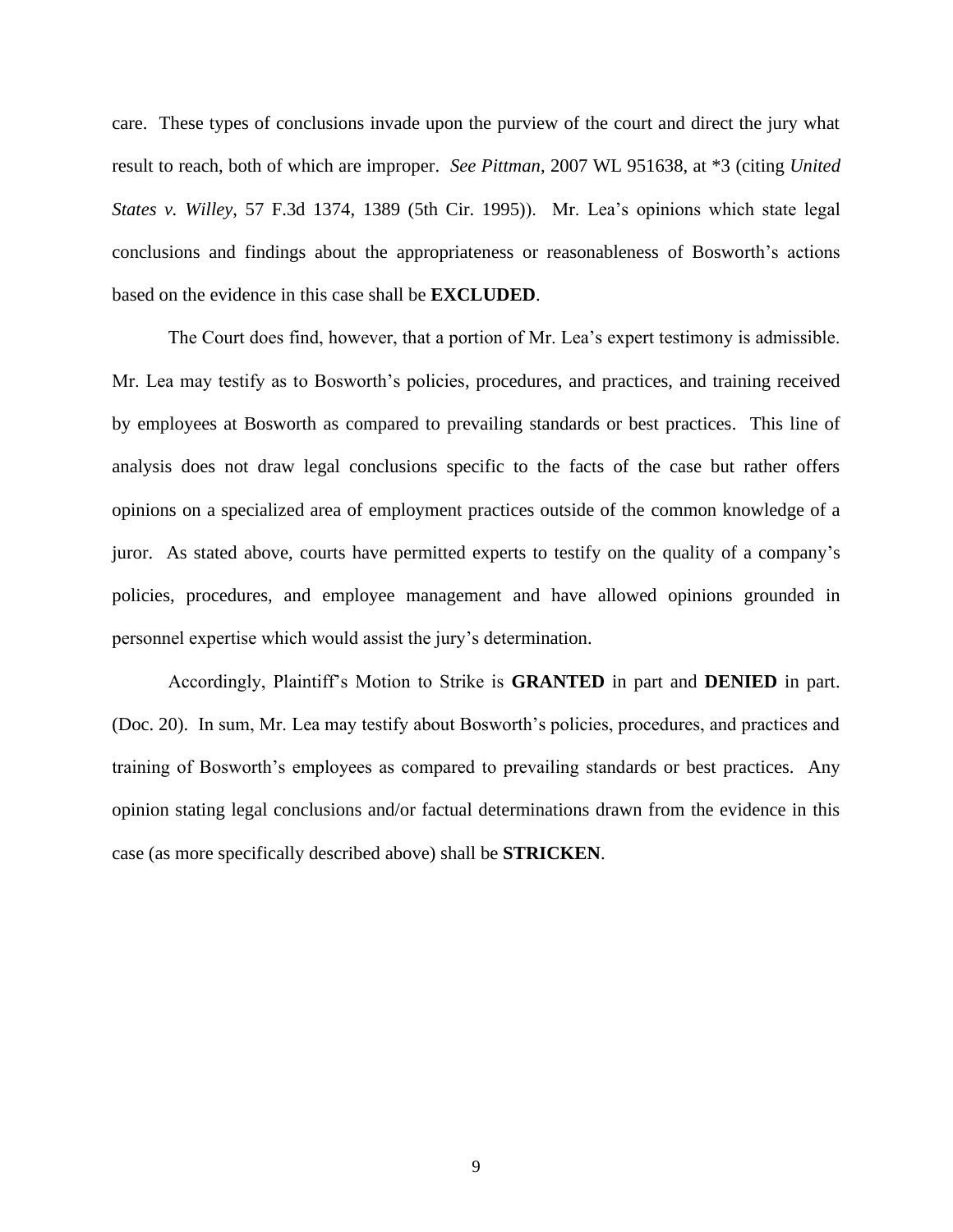care. These types of conclusions invade upon the purview of the court and direct the jury what result to reach, both of which are improper. *See Pittman*, 2007 WL 951638, at *3 (citing *United States v. Willey*, 57 F.3d 1374, 1389 (5th Cir. 1995)). Mr. Lea's opinions which state legal conclusions and findings about the appropriateness or reasonableness of Bosworth's actions based on the evidence in this case shall be **EXCLUDED**.

The Court does find, however, that a portion of Mr. Lea's expert testimony is admissible. Mr. Lea may testify as to Bosworth's policies, procedures, and practices, and training received by employees at Bosworth as compared to prevailing standards or best practices. This line of analysis does not draw legal conclusions specific to the facts of the case but rather offers opinions on a specialized area of employment practices outside of the common knowledge of a juror. As stated above, courts have permitted experts to testify on the quality of a company's policies, procedures, and employee management and have allowed opinions grounded in personnel expertise which would assist the jury's determination.

Accordingly, Plaintiff's Motion to Strike is **GRANTED** in part and **DENIED** in part. (Doc. 20). In sum, Mr. Lea may testify about Bosworth's policies, procedures, and practices and training of Bosworth's employees as compared to prevailing standards or best practices. Any opinion stating legal conclusions and/or factual determinations drawn from the evidence in this case (as more specifically described above) shall be **STRICKEN**.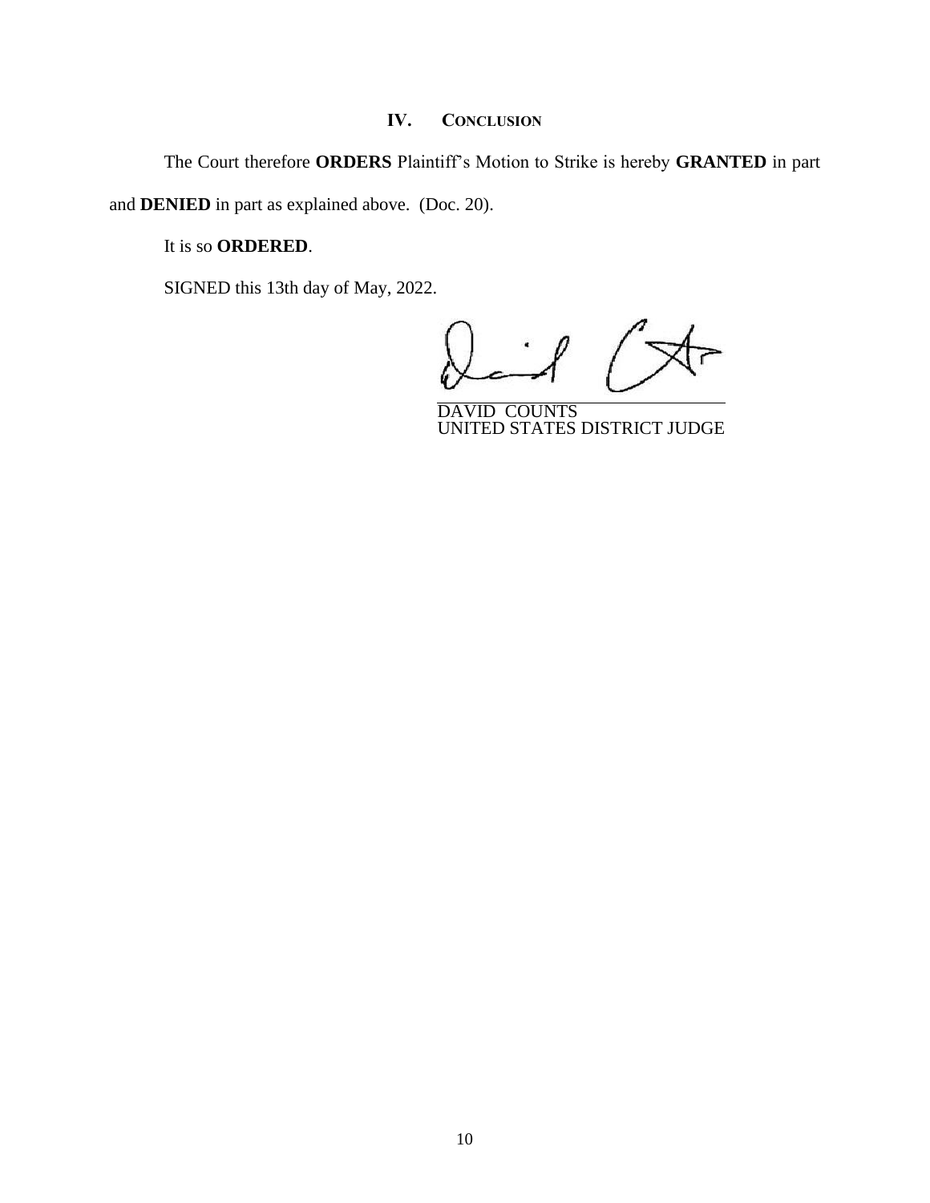## IV. CONCLUSION

The Court therefore **ORDERS** Plaintiff's Motion to Strike is hereby **GRANTED** in part and **DENIED** in part as explained above. (Doc. 20).

It is so **ORDERED**.

SIGNED this 13th day of May, 2022.

DAVID COUNTS
UNITED STATES DISTRICT JUDGE